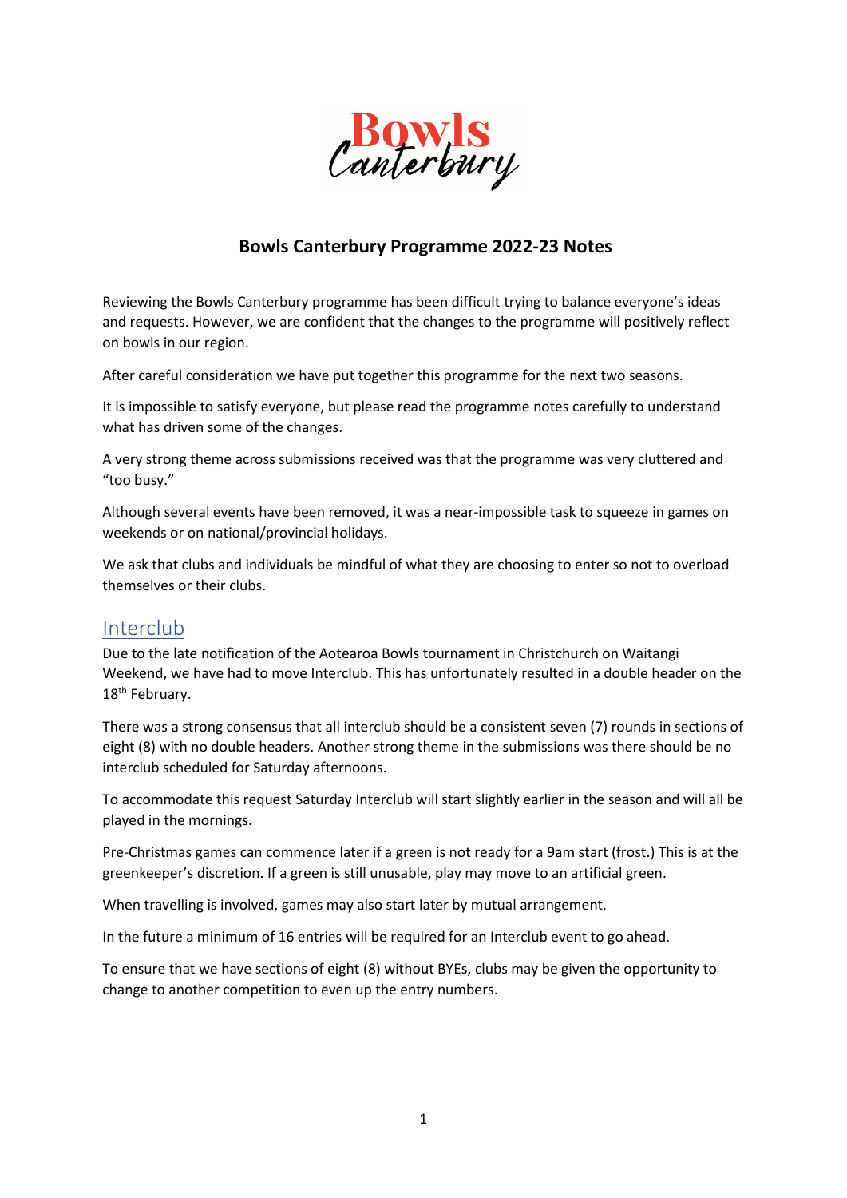# Bowls Canterbury Programme 2022-23 Notes

Reviewing the Bowls Canterbury programme has been difficult trying to balance everyone's ideas and requests. However, we are confident that the changes to the programme will positively reflect on bowls in our region.

After careful consideration we have put together this programme for the next two seasons.

It is impossible to satisfy everyone, but please read the programme notes carefully to understand what has driven some of the changes.

A very strong theme across submissions received was that the programme was very cluttered and "too busy."

Although several events have been removed, it was a near-impossible task to squeeze in games on weekends or on national/provincial holidays.

We ask that clubs and individuals be mindful of what they are choosing to enter so not to overload themselves or their clubs.

## Interclub

Due to the late notification of the Aotearoa Bowls tournament in Christchurch on Waitangi Weekend, we have had to move Interclub. This has unfortunately resulted in a double header on the 18th February.

There was a strong consensus that all interclub should be a consistent seven (7) rounds in sections of eight (8) with no double headers. Another strong theme in the submissions was there should be no interclub scheduled for Saturday afternoons.

To accommodate this request Saturday Interclub will start slightly earlier in the season and will all be played in the mornings.

Pre-Christmas games can commence later if a green is not ready for a 9am start (frost.) This is at the greenkeeper's discretion. If a green is still unusable, play may move to an artificial green.

When travelling is involved, games may also start later by mutual arrangement.

In the future a minimum of 16 entries will be required for an Interclub event to go ahead.

To ensure that we have sections of eight (8) without BYEs, clubs may be given the opportunity to change to another competition to even up the entry numbers.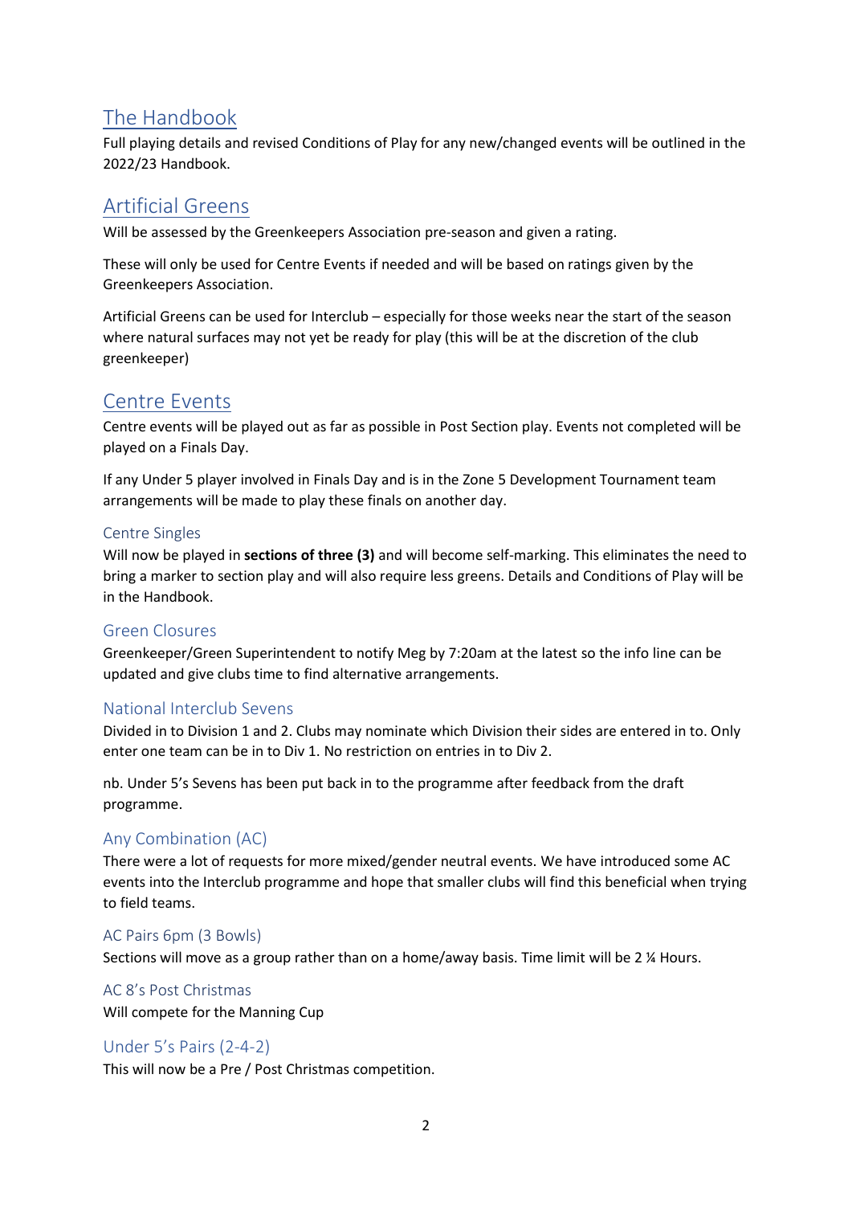## The Handbook

Full playing details and revised Conditions of Play for any new/changed events will be outlined in the 2022/23 Handbook.

## Artificial Greens

Will be assessed by the Greenkeepers Association pre-season and given a rating.

These will only be used for Centre Events if needed and will be based on ratings given by the Greenkeepers Association.

Artificial Greens can be used for Interclub – especially for those weeks near the start of the season where natural surfaces may not yet be ready for play (this will be at the discretion of the club greenkeeper)

## Centre Events

Centre events will be played out as far as possible in Post Section play. Events not completed will be played on a Finals Day.

If any Under 5 player involved in Finals Day and is in the Zone 5 Development Tournament team arrangements will be made to play these finals on another day.

### Centre Singles

Will now be played in **sections of three (3)** and will become self-marking. This eliminates the need to bring a marker to section play and will also require less greens. Details and Conditions of Play will be in the Handbook.

### Green Closures

Greenkeeper/Green Superintendent to notify Meg by 7:20am at the latest so the info line can be updated and give clubs time to find alternative arrangements.

### National Interclub Sevens

Divided in to Division 1 and 2. Clubs may nominate which Division their sides are entered in to. Only enter one team can be in to Div 1. No restriction on entries in to Div 2.

nb. Under 5's Sevens has been put back in to the programme after feedback from the draft programme.

### Any Combination (AC)

There were a lot of requests for more mixed/gender neutral events. We have introduced some AC events into the Interclub programme and hope that smaller clubs will find this beneficial when trying to field teams.

### AC Pairs 6pm (3 Bowls)

Sections will move as a group rather than on a home/away basis. Time limit will be 2 ¼ Hours.

### AC 8's Post Christmas

Will compete for the Manning Cup

### Under 5's Pairs (2-4-2)

This will now be a Pre / Post Christmas competition.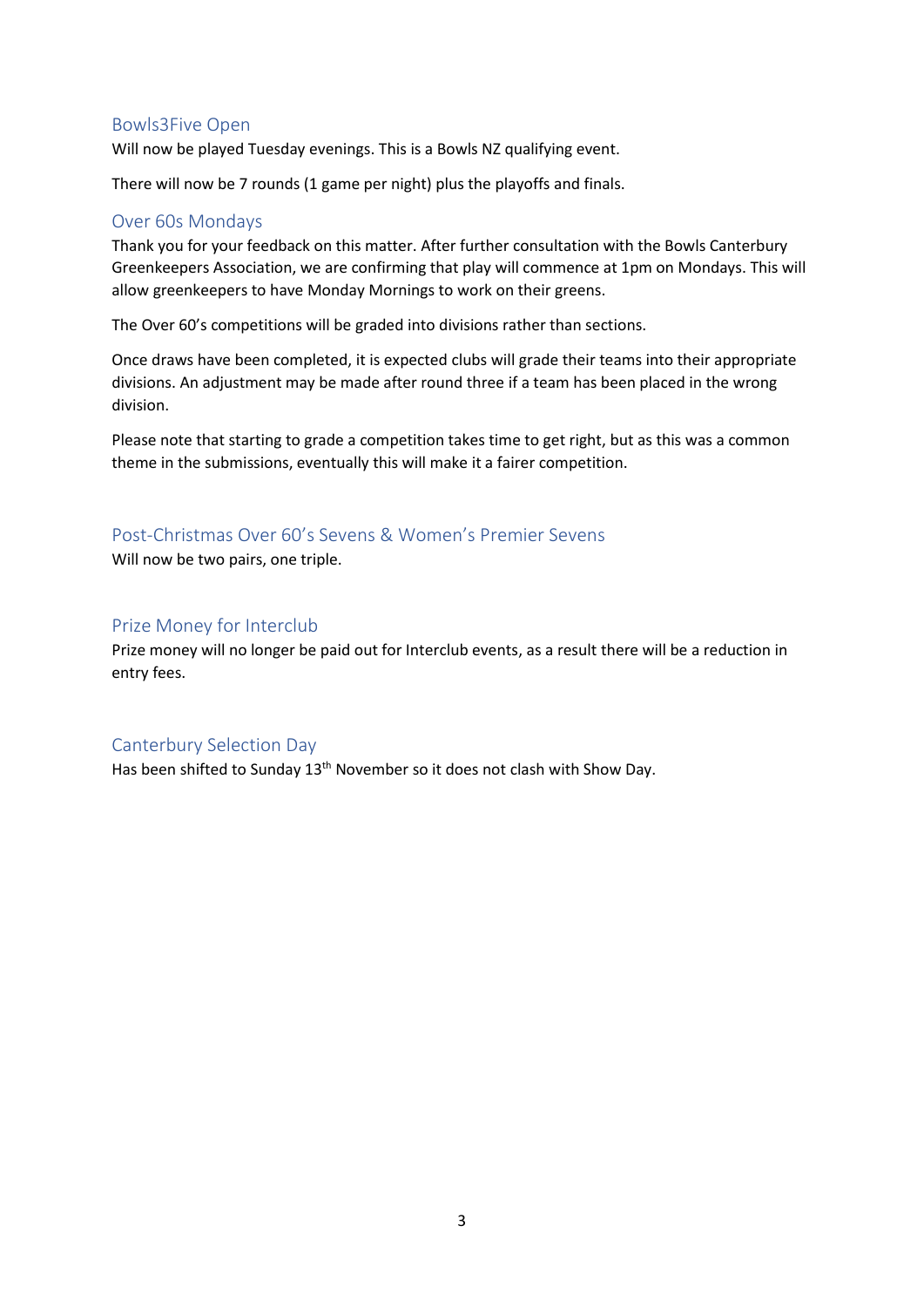## Bowls3Five Open

Will now be played Tuesday evenings. This is a Bowls NZ qualifying event.

There will now be 7 rounds (1 game per night) plus the playoffs and finals.

## Over 60s Mondays

Thank you for your feedback on this matter. After further consultation with the Bowls Canterbury Greenkeepers Association, we are confirming that play will commence at 1pm on Mondays. This will allow greenkeepers to have Monday Mornings to work on their greens.

The Over 60's competitions will be graded into divisions rather than sections.

Once draws have been completed, it is expected clubs will grade their teams into their appropriate divisions. An adjustment may be made after round three if a team has been placed in the wrong division.

Please note that starting to grade a competition takes time to get right, but as this was a common theme in the submissions, eventually this will make it a fairer competition.

## Post-Christmas Over 60's Sevens & Women's Premier Sevens

Will now be two pairs, one triple.

## Prize Money for Interclub

Prize money will no longer be paid out for Interclub events, as a result there will be a reduction in entry fees.

## Canterbury Selection Day

Has been shifted to Sunday 13th November so it does not clash with Show Day.